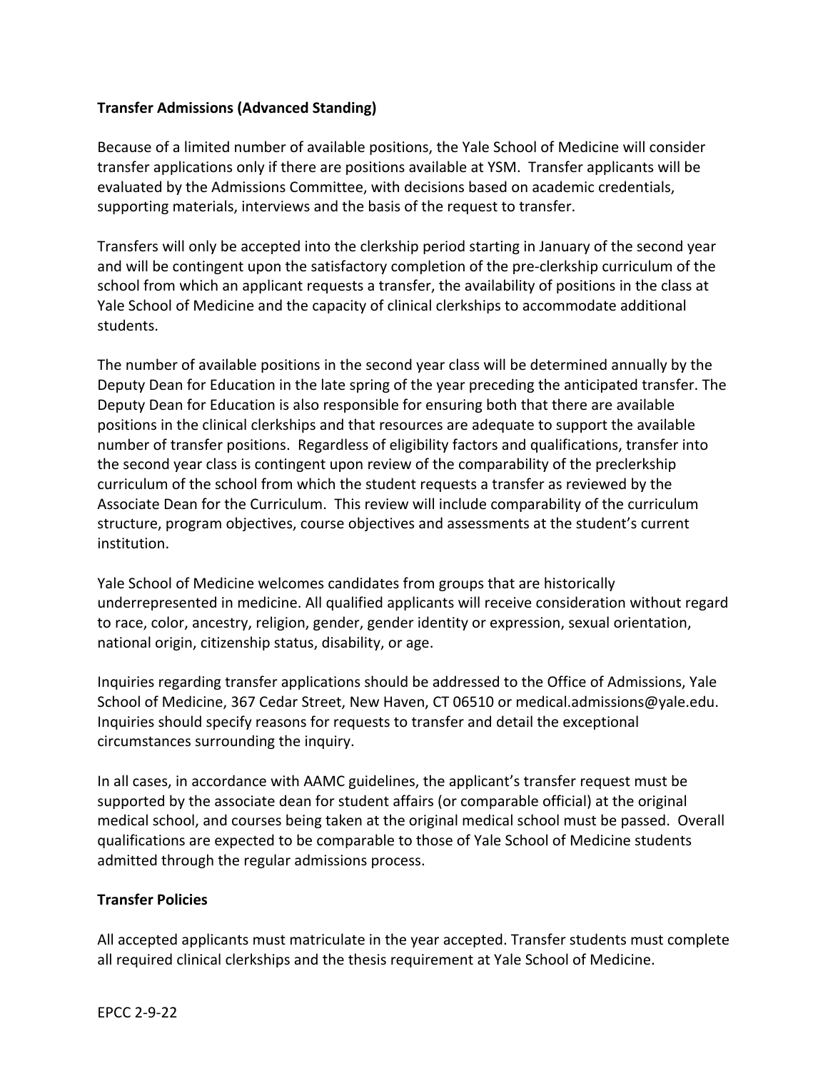**Transfer Admissions (Advanced Standing)**

Because of a limited number of available positions, the Yale School of Medicine will consider transfer applications only if there are positions available at YSM. Transfer applicants will be evaluated by the Admissions Committee, with decisions based on academic credentials, supporting materials, interviews and the basis of the request to transfer.

Transfers will only be accepted into the clerkship period starting in January of the second year and will be contingent upon the satisfactory completion of the pre-clerkship curriculum of the school from which an applicant requests a transfer, the availability of positions in the class at Yale School of Medicine and the capacity of clinical clerkships to accommodate additional students.

The number of available positions in the second year class will be determined annually by the Deputy Dean for Education in the late spring of the year preceding the anticipated transfer. The Deputy Dean for Education is also responsible for ensuring both that there are available positions in the clinical clerkships and that resources are adequate to support the available number of transfer positions. Regardless of eligibility factors and qualifications, transfer into the second year class is contingent upon review of the comparability of the preclerkship curriculum of the school from which the student requests a transfer as reviewed by the Associate Dean for the Curriculum. This review will include comparability of the curriculum structure, program objectives, course objectives and assessments at the student's current institution.

Yale School of Medicine welcomes candidates from groups that are historically underrepresented in medicine. All qualified applicants will receive consideration without regard to race, color, ancestry, religion, gender, gender identity or expression, sexual orientation, national origin, citizenship status, disability, or age.

Inquiries regarding transfer applications should be addressed to the Office of Admissions, Yale School of Medicine, 367 Cedar Street, New Haven, CT 06510 or medical.admissions@yale.edu. Inquiries should specify reasons for requests to transfer and detail the exceptional circumstances surrounding the inquiry.

In all cases, in accordance with AAMC guidelines, the applicant's transfer request must be supported by the associate dean for student affairs (or comparable official) at the original medical school, and courses being taken at the original medical school must be passed. Overall qualifications are expected to be comparable to those of Yale School of Medicine students admitted through the regular admissions process.

**Transfer Policies**

All accepted applicants must matriculate in the year accepted. Transfer students must complete all required clinical clerkships and the thesis requirement at Yale School of Medicine.

EPCC 2-9-22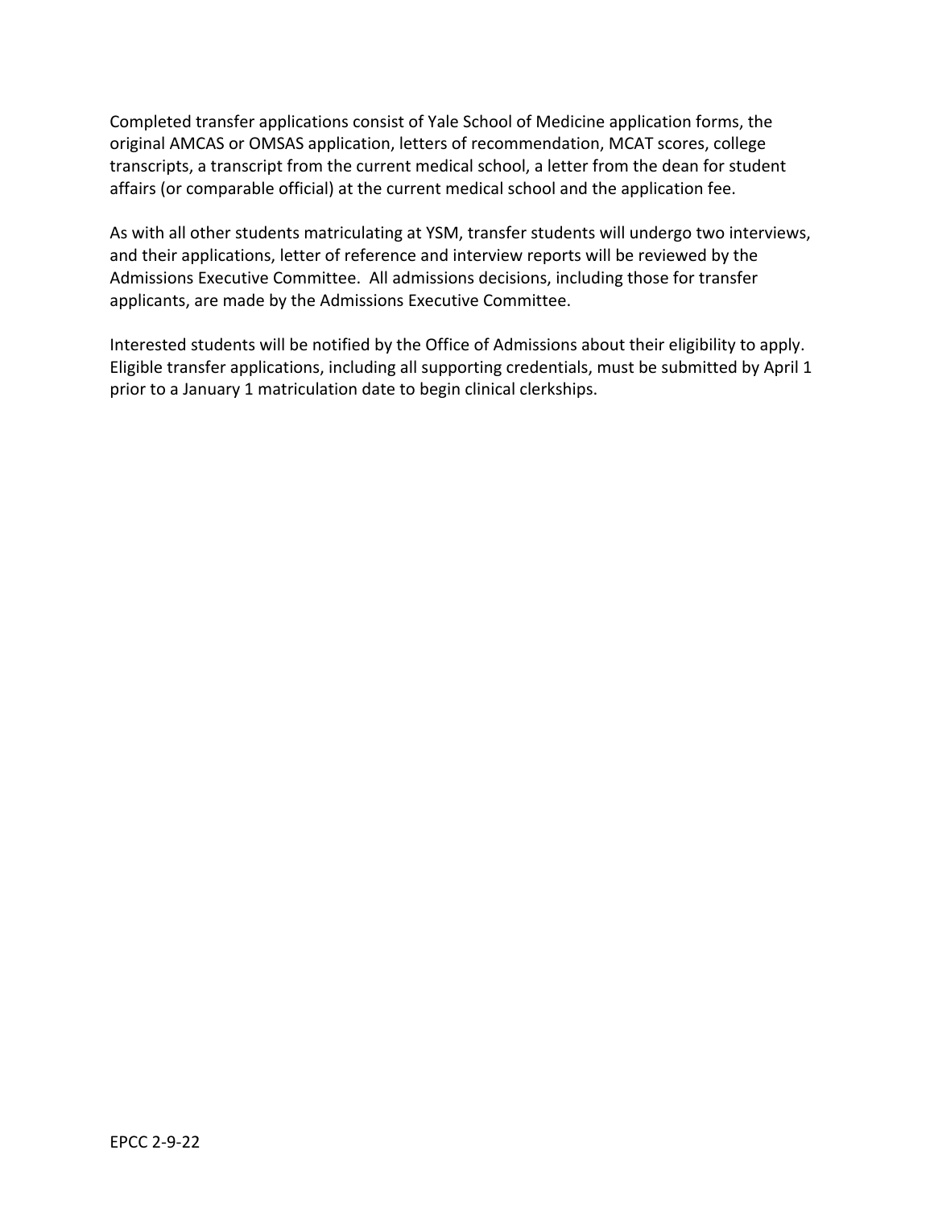Completed transfer applications consist of Yale School of Medicine application forms, the original AMCAS or OMSAS application, letters of recommendation, MCAT scores, college transcripts, a transcript from the current medical school, a letter from the dean for student affairs (or comparable official) at the current medical school and the application fee.

As with all other students matriculating at YSM, transfer students will undergo two interviews, and their applications, letter of reference and interview reports will be reviewed by the Admissions Executive Committee. All admissions decisions, including those for transfer applicants, are made by the Admissions Executive Committee.

Interested students will be notified by the Office of Admissions about their eligibility to apply. Eligible transfer applications, including all supporting credentials, must be submitted by April 1 prior to a January 1 matriculation date to begin clinical clerkships.

EPCC 2-9-22